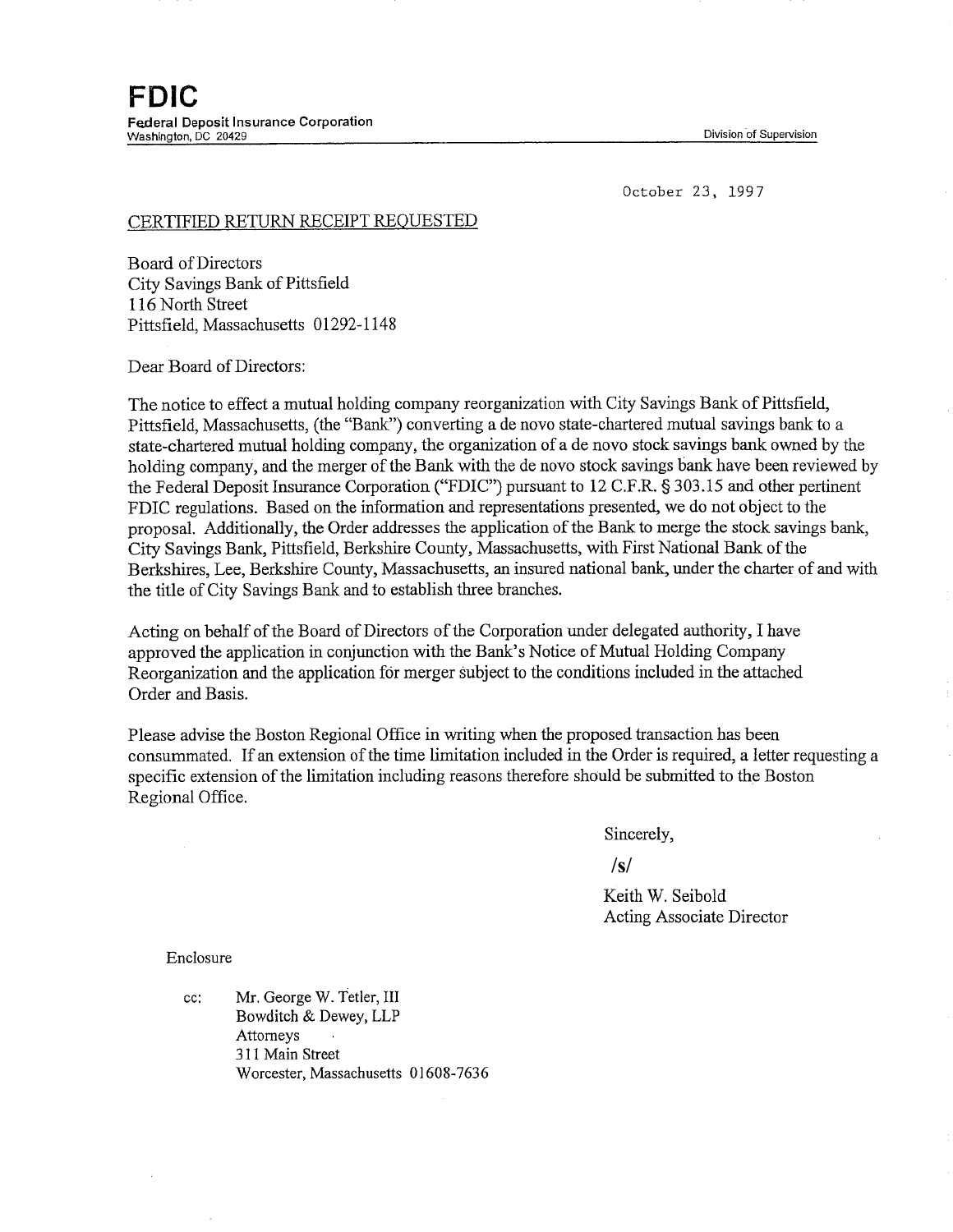# FDIC

**Federal Deposit Insurance Corporation**
Washington, DC 20429

Division of Supervision

October 23, 1997

CERTIFIED RETURN RECEIPT REQUESTED

Board of Directors
City Savings Bank of Pittsfield
116 North Street
Pittsfield, Massachusetts 01292-1148

Dear Board of Directors:

The notice to effect a mutual holding company reorganization with City Savings Bank of Pittsfield, Pittsfield, Massachusetts, (the "Bank") converting a de novo state-chartered mutual savings bank to a state-chartered mutual holding company, the organization of a de novo stock savings bank owned by the holding company, and the merger of the Bank with the de novo stock savings bank have been reviewed by the Federal Deposit Insurance Corporation ("FDIC") pursuant to 12 C.F.R. § 303.15 and other pertinent FDIC regulations. Based on the information and representations presented, we do not object to the proposal. Additionally, the Order addresses the application of the Bank to merge the stock savings bank, City Savings Bank, Pittsfield, Berkshire County, Massachusetts, with First National Bank of the Berkshires, Lee, Berkshire County, Massachusetts, an insured national bank, under the charter of and with the title of City Savings Bank and to establish three branches.

Acting on behalf of the Board of Directors of the Corporation under delegated authority, I have approved the application in conjunction with the Bank's Notice of Mutual Holding Company Reorganization and the application for merger subject to the conditions included in the attached Order and Basis.

Please advise the Boston Regional Office in writing when the proposed transaction has been consummated. If an extension of the time limitation included in the Order is required, a letter requesting a specific extension of the limitation including reasons therefore should be submitted to the Boston Regional Office.

Sincerely,

/s/

Keith W. Seibold
Acting Associate Director

Enclosure

cc: Mr. George W. Tetler, III
Bowditch & Dewey, LLP
Attorneys
311 Main Street
Worcester, Massachusetts 01608-7636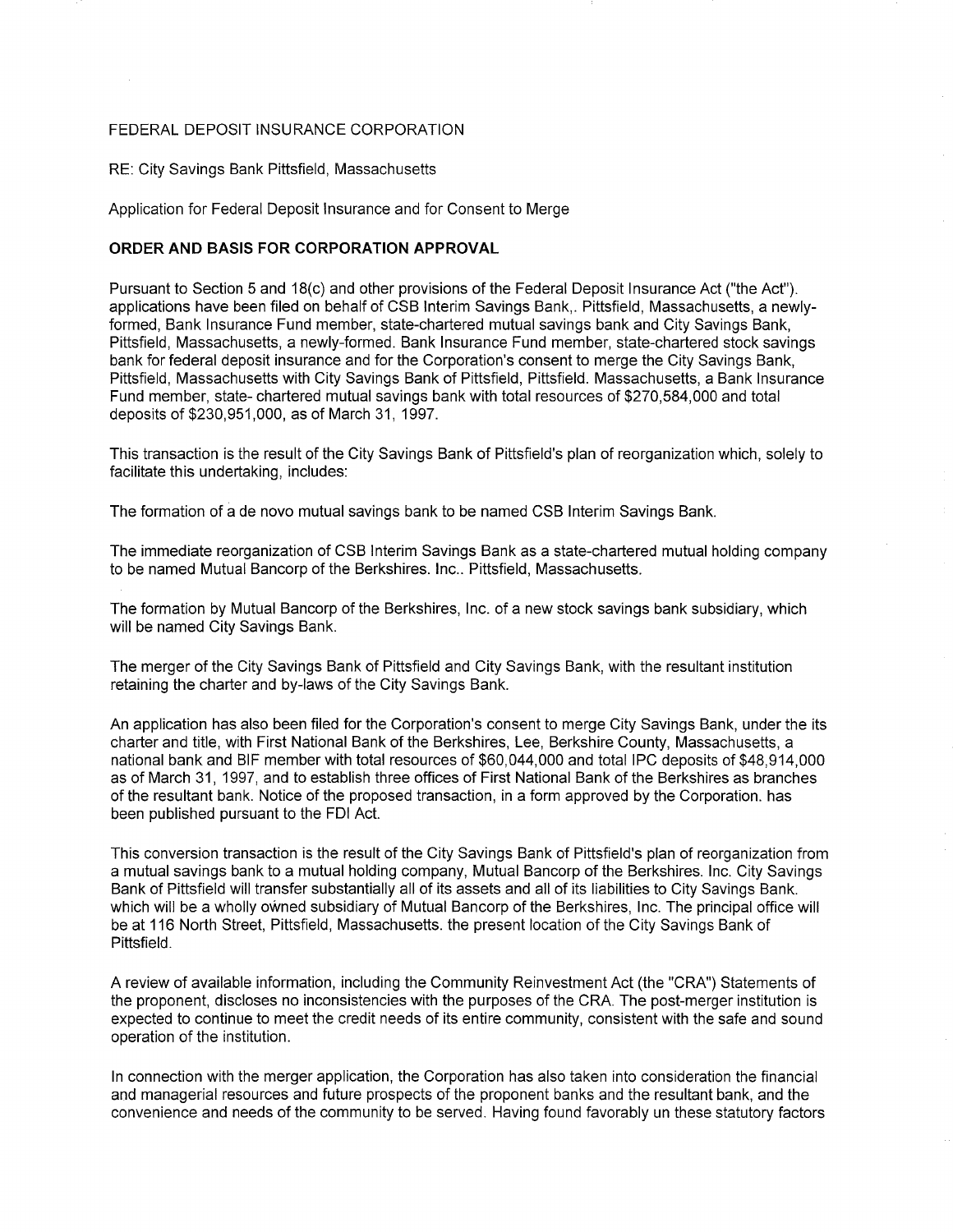FEDERAL DEPOSIT INSURANCE CORPORATION

RE: City Savings Bank Pittsfield, Massachusetts

Application for Federal Deposit Insurance and for Consent to Merge

**ORDER AND BASIS FOR CORPORATION APPROVAL**

Pursuant to Section 5 and 18(c) and other provisions of the Federal Deposit Insurance Act ("the Act"). applications have been filed on behalf of CSB Interim Savings Bank,. Pittsfield, Massachusetts, a newly-formed, Bank Insurance Fund member, state-chartered mutual savings bank and City Savings Bank, Pittsfield, Massachusetts, a newly-formed. Bank Insurance Fund member, state-chartered stock savings bank for federal deposit insurance and for the Corporation's consent to merge the City Savings Bank, Pittsfield, Massachusetts with City Savings Bank of Pittsfield, Pittsfield. Massachusetts, a Bank Insurance Fund member, state- chartered mutual savings bank with total resources of $270,584,000 and total deposits of $230,951,000, as of March 31, 1997.

This transaction is the result of the City Savings Bank of Pittsfield's plan of reorganization which, solely to facilitate this undertaking, includes:

The formation of a de novo mutual savings bank to be named CSB Interim Savings Bank.

The immediate reorganization of CSB Interim Savings Bank as a state-chartered mutual holding company to be named Mutual Bancorp of the Berkshires. Inc.. Pittsfield, Massachusetts.

The formation by Mutual Bancorp of the Berkshires, Inc. of a new stock savings bank subsidiary, which will be named City Savings Bank.

The merger of the City Savings Bank of Pittsfield and City Savings Bank, with the resultant institution retaining the charter and by-laws of the City Savings Bank.

An application has also been filed for the Corporation's consent to merge City Savings Bank, under the its charter and title, with First National Bank of the Berkshires, Lee, Berkshire County, Massachusetts, a national bank and BIF member with total resources of $60,044,000 and total IPC deposits of $48,914,000 as of March 31, 1997, and to establish three offices of First National Bank of the Berkshires as branches of the resultant bank. Notice of the proposed transaction, in a form approved by the Corporation. has been published pursuant to the FDI Act.

This conversion transaction is the result of the City Savings Bank of Pittsfield's plan of reorganization from a mutual savings bank to a mutual holding company, Mutual Bancorp of the Berkshires. Inc. City Savings Bank of Pittsfield will transfer substantially all of its assets and all of its liabilities to City Savings Bank. which will be a wholly owned subsidiary of Mutual Bancorp of the Berkshires, Inc. The principal office will be at 116 North Street, Pittsfield, Massachusetts. the present location of the City Savings Bank of Pittsfield.

A review of available information, including the Community Reinvestment Act (the "CRA") Statements of the proponent, discloses no inconsistencies with the purposes of the CRA. The post-merger institution is expected to continue to meet the credit needs of its entire community, consistent with the safe and sound operation of the institution.

In connection with the merger application, the Corporation has also taken into consideration the financial and managerial resources and future prospects of the proponent banks and the resultant bank, and the convenience and needs of the community to be served. Having found favorably un these statutory factors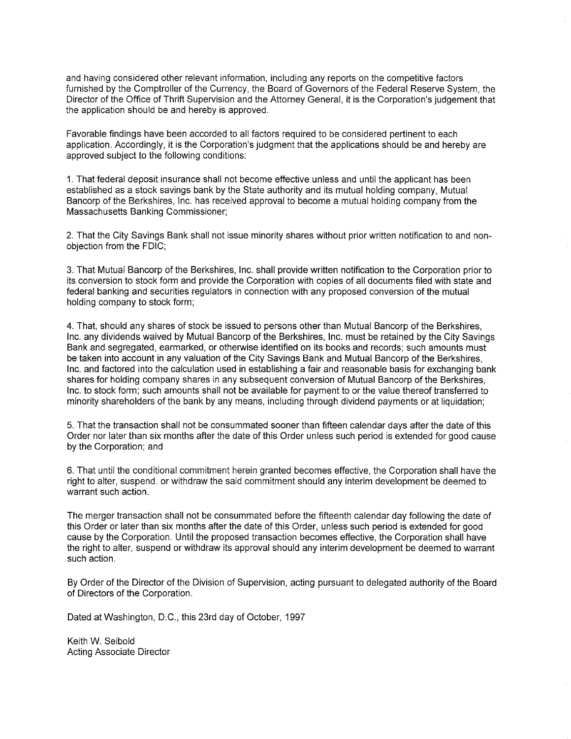and having considered other relevant information, including any reports on the competitive factors furnished by the Comptroller of the Currency, the Board of Governors of the Federal Reserve System, the Director of the Office of Thrift Supervision and the Attorney General, it is the Corporation's judgement that the application should be and hereby is approved.

Favorable findings have been accorded to all factors required to be considered pertinent to each application. Accordingly, it is the Corporation's judgment that the applications should be and hereby are approved subject to the following conditions:

1. That federal deposit insurance shall not become effective unless and until the applicant has been established as a stock savings bank by the State authority and its mutual holding company, Mutual Bancorp of the Berkshires, Inc. has received approval to become a mutual holding company from the Massachusetts Banking Commissioner;

2. That the City Savings Bank shall not issue minority shares without prior written notification to and non-objection from the FDIC;

3. That Mutual Bancorp of the Berkshires, Inc. shall provide written notification to the Corporation prior to its conversion to stock form and provide the Corporation with copies of all documents filed with state and federal banking and securities regulators in connection with any proposed conversion of the mutual holding company to stock form;

4. That, should any shares of stock be issued to persons other than Mutual Bancorp of the Berkshires, Inc. any dividends waived by Mutual Bancorp of the Berkshires, Inc. must be retained by the City Savings Bank and segregated, earmarked, or otherwise identified on its books and records; such amounts must be taken into account in any valuation of the City Savings Bank and Mutual Bancorp of the Berkshires, Inc. and factored into the calculation used in establishing a fair and reasonable basis for exchanging bank shares for holding company shares in any subsequent conversion of Mutual Bancorp of the Berkshires, Inc. to stock form; such amounts shall not be available for payment to or the value thereof transferred to minority shareholders of the bank by any means, including through dividend payments or at liquidation;

5. That the transaction shall not be consummated sooner than fifteen calendar days after the date of this Order nor later than six months after the date of this Order unless such period is extended for good cause by the Corporation; and

6. That until the conditional commitment herein granted becomes effective, the Corporation shall have the right to alter, suspend. or withdraw the said commitment should any interim development be deemed to warrant such action.

The merger transaction shall not be consummated before the fifteenth calendar day following the date of this Order or later than six months after the date of this Order, unless such period is extended for good cause by the Corporation. Until the proposed transaction becomes effective, the Corporation shall have the right to alter, suspend or withdraw its approval should any interim development be deemed to warrant such action.

By Order of the Director of the Division of Supervision, acting pursuant to delegated authority of the Board of Directors of the Corporation.

Dated at Washington, D.C., this 23rd day of October, 1997

Keith W. Seibold
Acting Associate Director